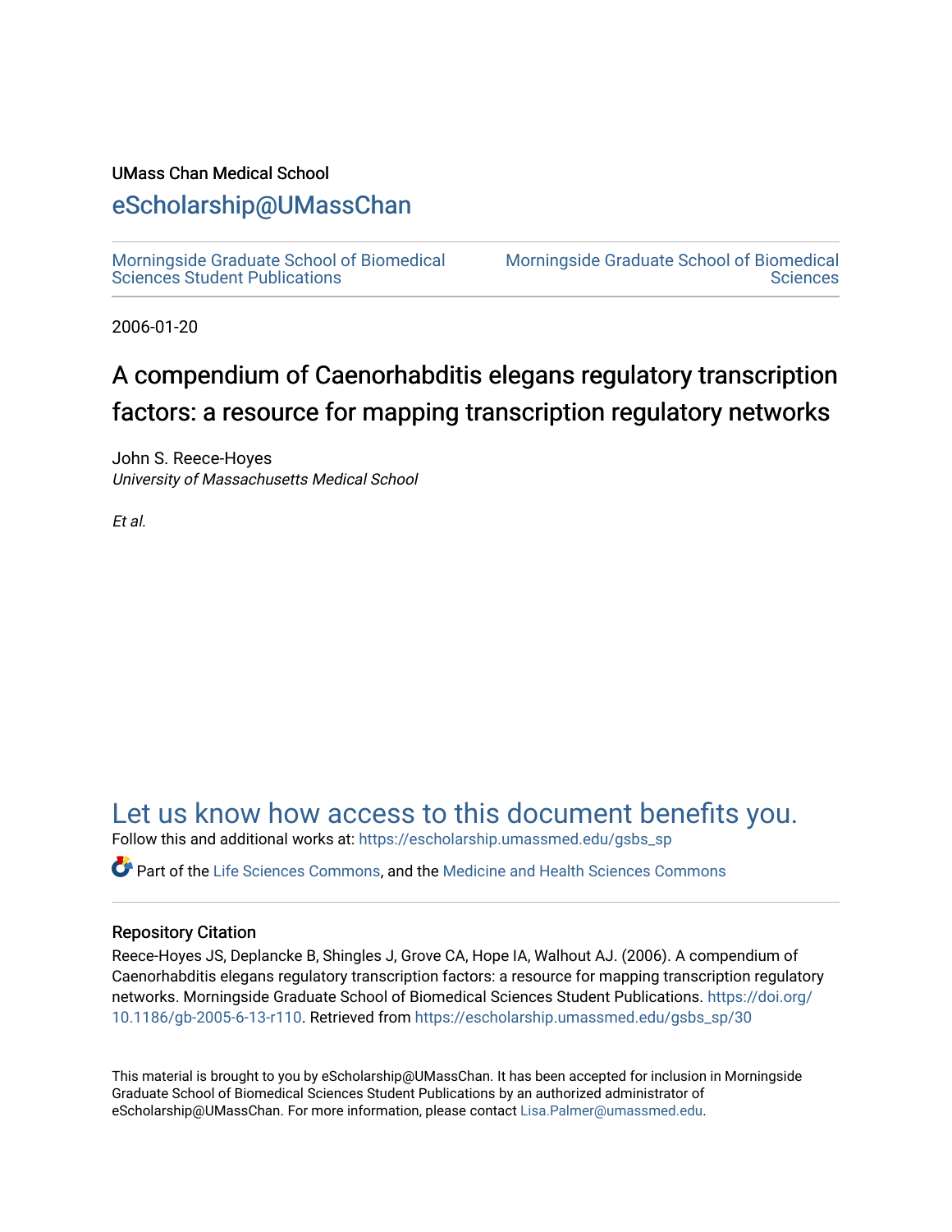UMass Chan Medical School

# eScholarship@UMassChan

Morningside Graduate School of Biomedical Sciences Student Publications

Morningside Graduate School of Biomedical Sciences

2006-01-20

# A compendium of Caenorhabditis elegans regulatory transcription factors: a resource for mapping transcription regulatory networks

John S. Reece-Hoyes
*University of Massachusetts Medical School*

*Et al.*

## Let us know how access to this document benefits you.

Follow this and additional works at: https://escholarship.umassmed.edu/gsbs_sp

Part of the Life Sciences Commons, and the Medicine and Health Sciences Commons

### Repository Citation

Reece-Hoyes JS, Deplancke B, Shingles J, Grove CA, Hope IA, Walhout AJ. (2006). A compendium of Caenorhabditis elegans regulatory transcription factors: a resource for mapping transcription regulatory networks. Morningside Graduate School of Biomedical Sciences Student Publications. https://doi.org/10.1186/gb-2005-6-13-r110. Retrieved from https://escholarship.umassmed.edu/gsbs_sp/30

This material is brought to you by eScholarship@UMassChan. It has been accepted for inclusion in Morningside Graduate School of Biomedical Sciences Student Publications by an authorized administrator of eScholarship@UMassChan. For more information, please contact Lisa.Palmer@umassmed.edu.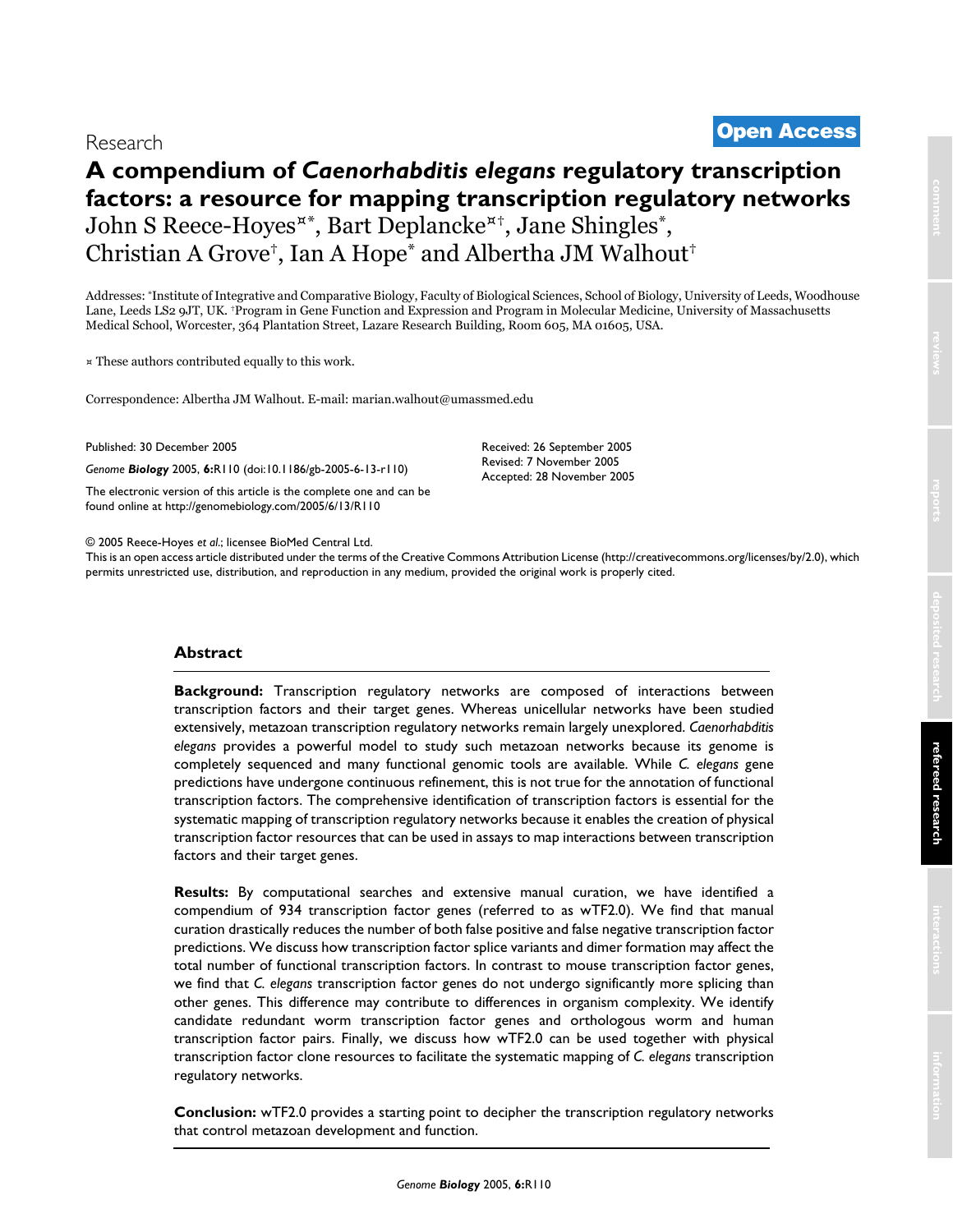Research

**Open Access**

# A compendium of *Caenorhabditis elegans* regulatory transcription factors: a resource for mapping transcription regulatory networks

John S Reece-Hoyes[¤*], Bart Deplancke[¤†], Jane Shingles[*], Christian A Grove[†], Ian A Hope[*] and Albertha JM Walhout[†]

Addresses: [*]Institute of Integrative and Comparative Biology, Faculty of Biological Sciences, School of Biology, University of Leeds, Woodhouse Lane, Leeds LS2 9JT, UK. [†]Program in Gene Function and Expression and Program in Molecular Medicine, University of Massachusetts Medical School, Worcester, 364 Plantation Street, Lazare Research Building, Room 605, MA 01605, USA.

¤ These authors contributed equally to this work.

Correspondence: Albertha JM Walhout. E-mail: marian.walhout@umassmed.edu

Published: 30 December 2005

*Genome **Biology*** 2005, **6:**R110 (doi:10.1186/gb-2005-6-13-r110)

The electronic version of this article is the complete one and can be found online at http://genomebiology.com/2005/6/13/R110

Received: 26 September 2005
Revised: 7 November 2005
Accepted: 28 November 2005

© 2005 Reece-Hoyes *et al.*; licensee BioMed Central Ltd.
This is an open access article distributed under the terms of the Creative Commons Attribution License (http://creativecommons.org/licenses/by/2.0), which permits unrestricted use, distribution, and reproduction in any medium, provided the original work is properly cited.

## Abstract

**Background:** Transcription regulatory networks are composed of interactions between transcription factors and their target genes. Whereas unicellular networks have been studied extensively, metazoan transcription regulatory networks remain largely unexplored. *Caenorhabditis elegans* provides a powerful model to study such metazoan networks because its genome is completely sequenced and many functional genomic tools are available. While *C. elegans* gene predictions have undergone continuous refinement, this is not true for the annotation of functional transcription factors. The comprehensive identification of transcription factors is essential for the systematic mapping of transcription regulatory networks because it enables the creation of physical transcription factor resources that can be used in assays to map interactions between transcription factors and their target genes.

**Results:** By computational searches and extensive manual curation, we have identified a compendium of 934 transcription factor genes (referred to as wTF2.0). We find that manual curation drastically reduces the number of both false positive and false negative transcription factor predictions. We discuss how transcription factor splice variants and dimer formation may affect the total number of functional transcription factors. In contrast to mouse transcription factor genes, we find that *C. elegans* transcription factor genes do not undergo significantly more splicing than other genes. This difference may contribute to differences in organism complexity. We identify candidate redundant worm transcription factor genes and orthologous worm and human transcription factor pairs. Finally, we discuss how wTF2.0 can be used together with physical transcription factor clone resources to facilitate the systematic mapping of *C. elegans* transcription regulatory networks.

**Conclusion:** wTF2.0 provides a starting point to decipher the transcription regulatory networks that control metazoan development and function.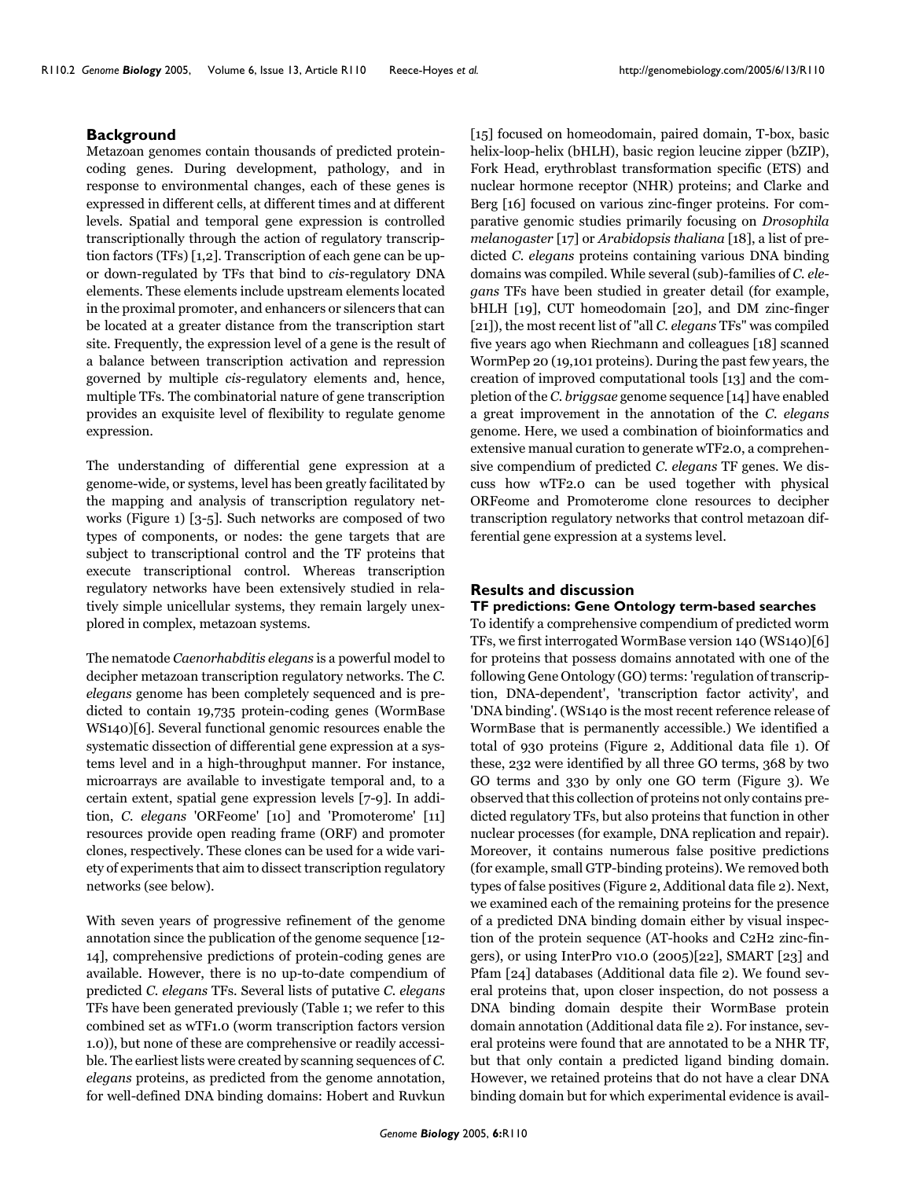## Background

Metazoan genomes contain thousands of predicted protein-coding genes. During development, pathology, and in response to environmental changes, each of these genes is expressed in different cells, at different times and at different levels. Spatial and temporal gene expression is controlled transcriptionally through the action of regulatory transcription factors (TFs) [1,2]. Transcription of each gene can be up- or down-regulated by TFs that bind to *cis*-regulatory DNA elements. These elements include upstream elements located in the proximal promoter, and enhancers or silencers that can be located at a greater distance from the transcription start site. Frequently, the expression level of a gene is the result of a balance between transcription activation and repression governed by multiple *cis*-regulatory elements and, hence, multiple TFs. The combinatorial nature of gene transcription provides an exquisite level of flexibility to regulate genome expression.

The understanding of differential gene expression at a genome-wide, or systems, level has been greatly facilitated by the mapping and analysis of transcription regulatory networks (Figure 1) [3-5]. Such networks are composed of two types of components, or nodes: the gene targets that are subject to transcriptional control and the TF proteins that execute transcriptional control. Whereas transcription regulatory networks have been extensively studied in relatively simple unicellular systems, they remain largely unexplored in complex, metazoan systems.

The nematode *Caenorhabditis elegans* is a powerful model to decipher metazoan transcription regulatory networks. The *C. elegans* genome has been completely sequenced and is predicted to contain 19,735 protein-coding genes (WormBase WS140)[6]. Several functional genomic resources enable the systematic dissection of differential gene expression at a systems level and in a high-throughput manner. For instance, microarrays are available to investigate temporal and, to a certain extent, spatial gene expression levels [7-9]. In addition, *C. elegans* 'ORFeome' [10] and 'Promoterome' [11] resources provide open reading frame (ORF) and promoter clones, respectively. These clones can be used for a wide variety of experiments that aim to dissect transcription regulatory networks (see below).

With seven years of progressive refinement of the genome annotation since the publication of the genome sequence [12-14], comprehensive predictions of protein-coding genes are available. However, there is no up-to-date compendium of predicted *C. elegans* TFs. Several lists of putative *C. elegans* TFs have been generated previously (Table 1; we refer to this combined set as wTF1.0 (worm transcription factors version 1.0)), but none of these are comprehensive or readily accessible. The earliest lists were created by scanning sequences of *C. elegans* proteins, as predicted from the genome annotation, for well-defined DNA binding domains: Hobert and Ruvkun [15] focused on homeodomain, paired domain, T-box, basic helix-loop-helix (bHLH), basic region leucine zipper (bZIP), Fork Head, erythroblast transformation specific (ETS) and nuclear hormone receptor (NHR) proteins; and Clarke and Berg [16] focused on various zinc-finger proteins. For comparative genomic studies primarily focusing on *Drosophila melanogaster* [17] or *Arabidopsis thaliana* [18], a list of predicted *C. elegans* proteins containing various DNA binding domains was compiled. While several (sub)-families of *C. elegans* TFs have been studied in greater detail (for example, bHLH [19], CUT homeodomain [20], and DM zinc-finger [21]), the most recent list of "all *C. elegans* TFs" was compiled five years ago when Riechmann and colleagues [18] scanned WormPep 20 (19,101 proteins). During the past few years, the creation of improved computational tools [13] and the completion of the *C. briggsae* genome sequence [14] have enabled a great improvement in the annotation of the *C. elegans* genome. Here, we used a combination of bioinformatics and extensive manual curation to generate wTF2.0, a comprehensive compendium of predicted *C. elegans* TF genes. We discuss how wTF2.0 can be used together with physical ORFeome and Promoterome clone resources to decipher transcription regulatory networks that control metazoan differential gene expression at a systems level.

## Results and discussion

### TF predictions: Gene Ontology term-based searches

To identify a comprehensive compendium of predicted worm TFs, we first interrogated WormBase version 140 (WS140)[6] for proteins that possess domains annotated with one of the following Gene Ontology (GO) terms: 'regulation of transcription, DNA-dependent', 'transcription factor activity', and 'DNA binding'. (WS140 is the most recent reference release of WormBase that is permanently accessible.) We identified a total of 930 proteins (Figure 2, Additional data file 1). Of these, 232 were identified by all three GO terms, 368 by two GO terms and 330 by only one GO term (Figure 3). We observed that this collection of proteins not only contains predicted regulatory TFs, but also proteins that function in other nuclear processes (for example, DNA replication and repair). Moreover, it contains numerous false positive predictions (for example, small GTP-binding proteins). We removed both types of false positives (Figure 2, Additional data file 2). Next, we examined each of the remaining proteins for the presence of a predicted DNA binding domain either by visual inspection of the protein sequence (AT-hooks and C2H2 zinc-fingers), or using InterPro v10.0 (2005)[22], SMART [23] and Pfam [24] databases (Additional data file 2). We found several proteins that, upon closer inspection, do not possess a DNA binding domain despite their WormBase protein domain annotation (Additional data file 2). For instance, several proteins were found that are annotated to be a NHR TF, but that only contain a predicted ligand binding domain. However, we retained proteins that do not have a clear DNA binding domain but for which experimental evidence is avail-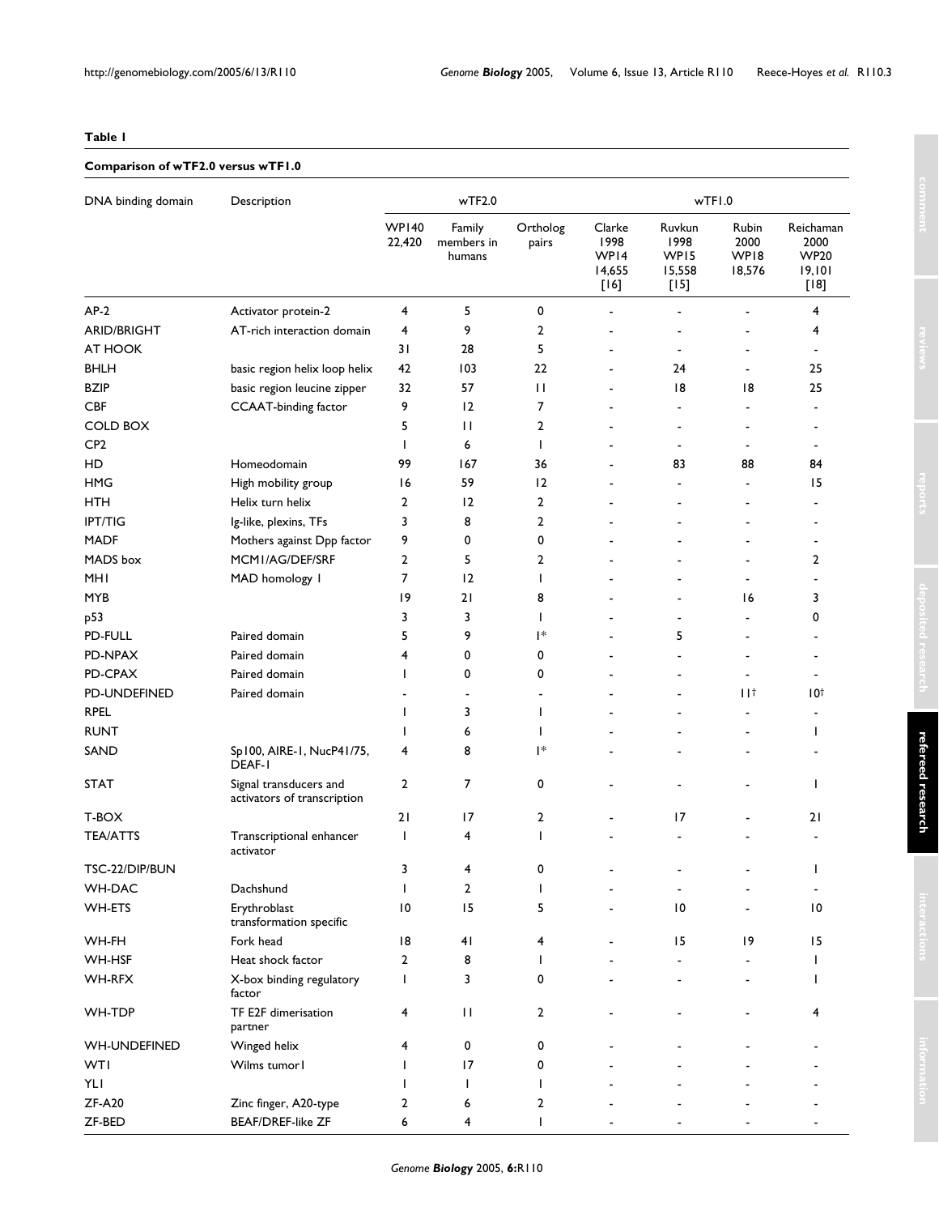**Table 1**

**Comparison of wTF2.0 versus wTF1.0**

| DNA binding domain | Description | wTF2.0 | | | wTF1.0 | | | |
|---|---|---|---|---|---|---|---|---|
| | | WP140 22,420 | Family members in humans | Ortholog pairs | Clarke 1998 WP14 14,655 [16] | Ruvkun 1998 WP15 15,558 [15] | Rubin 2000 WP18 18,576 | Reichaman 2000 WP20 19,101 [18] |
| AP-2 | Activator protein-2 | 4 | 5 | 0 | - | - | - | 4 |
| ARID/BRIGHT | AT-rich interaction domain | 4 | 9 | 2 | - | - | - | 4 |
| AT HOOK | | 31 | 28 | 5 | - | - | - | - |
| BHLH | basic region helix loop helix | 42 | 103 | 22 | - | 24 | - | 25 |
| BZIP | basic region leucine zipper | 32 | 57 | 11 | - | 18 | 18 | 25 |
| CBF | CCAAT-binding factor | 9 | 12 | 7 | - | - | - | - |
| COLD BOX | | 5 | 11 | 2 | - | - | - | - |
| CP2 | | 1 | 6 | 1 | - | - | - | - |
| HD | Homeodomain | 99 | 167 | 36 | - | 83 | 88 | 84 |
| HMG | High mobility group | 16 | 59 | 12 | - | - | - | 15 |
| HTH | Helix turn helix | 2 | 12 | 2 | - | - | - | - |
| IPT/TIG | Ig-like, plexins, TFs | 3 | 8 | 2 | - | - | - | - |
| MADF | Mothers against Dpp factor | 9 | 0 | 0 | - | - | - | - |
| MADS box | MCM1/AG/DEF/SRF | 2 | 5 | 2 | - | - | - | 2 |
| MH1 | MAD homology 1 | 7 | 12 | 1 | - | - | - | - |
| MYB | | 19 | 21 | 8 | - | - | 16 | 3 |
| p53 | | 3 | 3 | 1 | - | - | - | 0 |
| PD-FULL | Paired domain | 5 | 9 | 1* | - | 5 | - | - |
| PD-NPAX | Paired domain | 4 | 0 | 0 | - | - | - | - |
| PD-CPAX | Paired domain | 1 | 0 | 0 | - | - | - | - |
| PD-UNDEFINED | Paired domain | - | - | - | - | - | 11† | 10† |
| RPEL | | 1 | 3 | 1 | - | - | - | - |
| RUNT | | 1 | 6 | 1 | - | - | - | 1 |
| SAND | Sp100, AIRE-1, NucP41/75, DEAF-1 | 4 | 8 | 1* | - | - | - | - |
| STAT | Signal transducers and activators of transcription | 2 | 7 | 0 | - | - | - | 1 |
| T-BOX | | 21 | 17 | 2 | - | 17 | - | 21 |
| TEA/ATTS | Transcriptional enhancer activator | 1 | 4 | 1 | - | - | - | - |
| TSC-22/DIP/BUN | | 3 | 4 | 0 | - | - | - | 1 |
| WH-DAC | Dachshund | 1 | 2 | 1 | - | - | - | - |
| WH-ETS | Erythroblast transformation specific | 10 | 15 | 5 | - | 10 | - | 10 |
| WH-FH | Fork head | 18 | 41 | 4 | - | 15 | 19 | 15 |
| WH-HSF | Heat shock factor | 2 | 8 | 1 | - | - | - | 1 |
| WH-RFX | X-box binding regulatory factor | 1 | 3 | 0 | - | - | - | 1 |
| WH-TDP | TF E2F dimerisation partner | 4 | 11 | 2 | - | - | - | 4 |
| WH-UNDEFINED | Winged helix | 4 | 0 | 0 | - | - | - | - |
| WT1 | Wilms tumor1 | 1 | 17 | 0 | - | - | - | - |
| YL1 | | 1 | 1 | 1 | - | - | - | - |
| ZF-A20 | Zinc finger, A20-type | 2 | 6 | 2 | - | - | - | - |
| ZF-BED | BEAF/DREF-like ZF | 6 | 4 | 1 | - | - | - | - |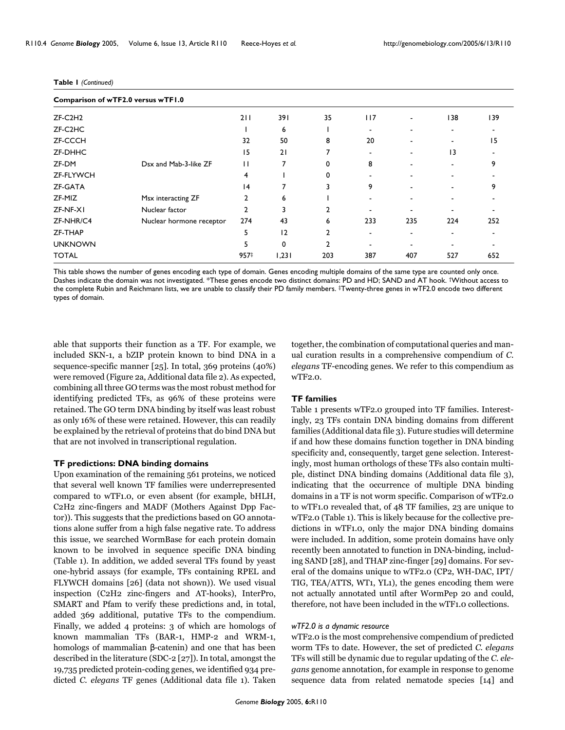**Table 1** *(Continued)*

**Comparison of wTF2.0 versus wTF1.0**

| | | | | | | | | |
|---|---|---|---|---|---|---|---|---|
| ZF-C2H2 | | 211 | 391 | 35 | 117 | - | 138 | 139 |
| ZF-C2HC | | 1 | 6 | 1 | - | - | - | - |
| ZF-CCCH | | 32 | 50 | 8 | 20 | - | - | 15 |
| ZF-DHHC | | 15 | 21 | 7 | - | - | 13 | - |
| ZF-DM | Dsx and Mab-3-like ZF | 11 | 7 | 0 | 8 | - | - | 9 |
| ZF-FLYWCH | | 4 | 1 | 0 | - | - | - | - |
| ZF-GATA | | 14 | 7 | 3 | 9 | - | - | 9 |
| ZF-MIZ | Msx interacting ZF | 2 | 6 | 1 | - | - | - | - |
| ZF-NF-X1 | Nuclear factor | 2 | 3 | 2 | - | - | - | - |
| ZF-NHR/C4 | Nuclear hormone receptor | 274 | 43 | 6 | 233 | 235 | 224 | 252 |
| ZF-THAP | | 5 | 12 | 2 | - | - | - | - |
| UNKNOWN | | 5 | 0 | 2 | - | - | - | - |
| TOTAL | | 957‡ | 1,231 | 203 | 387 | 407 | 527 | 652 |

This table shows the number of genes encoding each type of domain. Genes encoding multiple domains of the same type are counted only once. Dashes indicate the domain was not investigated. *These genes encode two distinct domains: PD and HD; SAND and AT hook. †Without access to the complete Rubin and Reichmann lists, we are unable to classify their PD family members. ‡Twenty-three genes in wTF2.0 encode two different types of domain.

able that supports their function as a TF. For example, we included SKN-1, a bZIP protein known to bind DNA in a sequence-specific manner [25]. In total, 369 proteins (40%) were removed (Figure 2a, Additional data file 2). As expected, combining all three GO terms was the most robust method for identifying predicted TFs, as 96% of these proteins were retained. The GO term DNA binding by itself was least robust as only 16% of these were retained. However, this can readily be explained by the retrieval of proteins that do bind DNA but that are not involved in transcriptional regulation.

### TF predictions: DNA binding domains

Upon examination of the remaining 561 proteins, we noticed that several well known TF families were underrepresented compared to wTF1.0, or even absent (for example, bHLH, C2H2 zinc-fingers and MADF (Mothers Against Dpp Factor)). This suggests that the predictions based on GO annotations alone suffer from a high false negative rate. To address this issue, we searched WormBase for each protein domain known to be involved in sequence specific DNA binding (Table 1). In addition, we added several TFs found by yeast one-hybrid assays (for example, TFs containing RPEL and FLYWCH domains [26] (data not shown)). We used visual inspection (C2H2 zinc-fingers and AT-hooks), InterPro, SMART and Pfam to verify these predictions and, in total, added 369 additional, putative TFs to the compendium. Finally, we added 4 proteins: 3 of which are homologs of known mammalian TFs (BAR-1, HMP-2 and WRM-1, homologs of mammalian β-catenin) and one that has been described in the literature (SDC-2 [27]). In total, amongst the 19,735 predicted protein-coding genes, we identified 934 predicted *C. elegans* TF genes (Additional data file 1). Taken together, the combination of computational queries and manual curation results in a comprehensive compendium of *C. elegans* TF-encoding genes. We refer to this compendium as wTF2.0.

### TF families

Table 1 presents wTF2.0 grouped into TF families. Interestingly, 23 TFs contain DNA binding domains from different families (Additional data file 3). Future studies will determine if and how these domains function together in DNA binding specificity and, consequently, target gene selection. Interestingly, most human orthologs of these TFs also contain multiple, distinct DNA binding domains (Additional data file 3), indicating that the occurrence of multiple DNA binding domains in a TF is not worm specific. Comparison of wTF2.0 to wTF1.0 revealed that, of 48 TF families, 23 are unique to wTF2.0 (Table 1). This is likely because for the collective predictions in wTF1.0, only the major DNA binding domains were included. In addition, some protein domains have only recently been annotated to function in DNA-binding, including SAND [28], and THAP zinc-finger [29] domains. For several of the domains unique to wTF2.0 (CP2, WH-DAC, IPT/TIG, TEA/ATTS, WT1, YL1), the genes encoding them were not actually annotated until after WormPep 20 and could, therefore, not have been included in the wTF1.0 collections.

#### *wTF2.0 is a dynamic resource*

wTF2.0 is the most comprehensive compendium of predicted worm TFs to date. However, the set of predicted *C. elegans* TFs will still be dynamic due to regular updating of the *C. elegans* genome annotation, for example in response to genome sequence data from related nematode species [14] and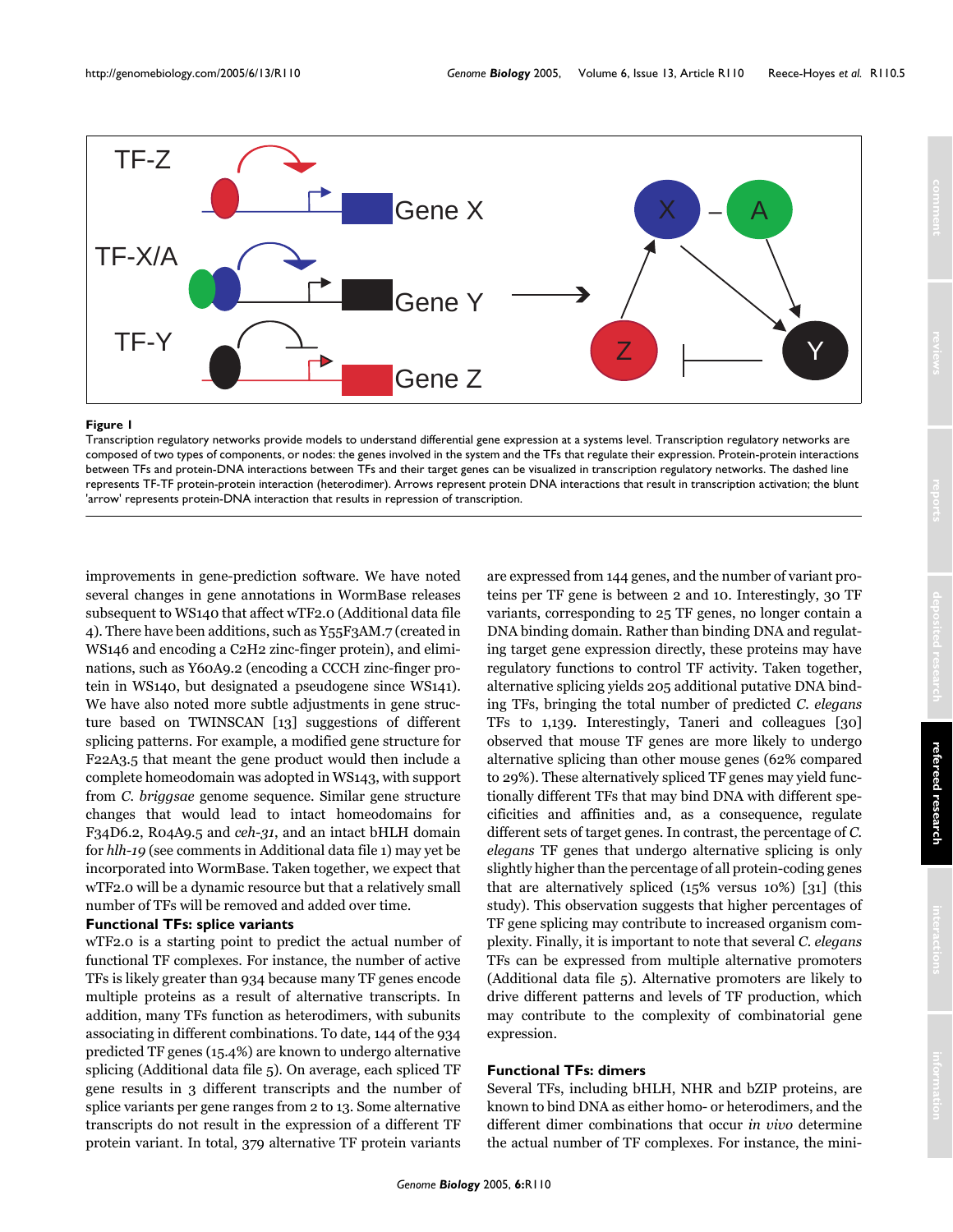**Figure 1**

Transcription regulatory networks provide models to understand differential gene expression at a systems level. Transcription regulatory networks are composed of two types of components, or nodes: the genes involved in the system and the TFs that regulate their expression. Protein-protein interactions between TFs and protein-DNA interactions between TFs and their target genes can be visualized in transcription regulatory networks. The dashed line represents TF-TF protein-protein interaction (heterodimer). Arrows represent protein DNA interactions that result in transcription activation; the blunt 'arrow' represents protein-DNA interaction that results in repression of transcription.

improvements in gene-prediction software. We have noted several changes in gene annotations in WormBase releases subsequent to WS140 that affect wTF2.0 (Additional data file 4). There have been additions, such as Y55F3AM.7 (created in WS146 and encoding a C2H2 zinc-finger protein), and eliminations, such as Y60A9.2 (encoding a CCCH zinc-finger protein in WS140, but designated a pseudogene since WS141). We have also noted more subtle adjustments in gene structure based on TWINSCAN [13] suggestions of different splicing patterns. For example, a modified gene structure for F22A3.5 that meant the gene product would then include a complete homeodomain was adopted in WS143, with support from *C. briggsae* genome sequence. Similar gene structure changes that would lead to intact homeodomains for F34D6.2, R04A9.5 and *ceh-31*, and an intact bHLH domain for *hlh-19* (see comments in Additional data file 1) may yet be incorporated into WormBase. Taken together, we expect that wTF2.0 will be a dynamic resource but that a relatively small number of TFs will be removed and added over time.

### Functional TFs: splice variants

wTF2.0 is a starting point to predict the actual number of functional TF complexes. For instance, the number of active TFs is likely greater than 934 because many TF genes encode multiple proteins as a result of alternative transcripts. In addition, many TFs function as heterodimers, with subunits associating in different combinations. To date, 144 of the 934 predicted TF genes (15.4%) are known to undergo alternative splicing (Additional data file 5). On average, each spliced TF gene results in 3 different transcripts and the number of splice variants per gene ranges from 2 to 13. Some alternative transcripts do not result in the expression of a different TF protein variant. In total, 379 alternative TF protein variants are expressed from 144 genes, and the number of variant proteins per TF gene is between 2 and 10. Interestingly, 30 TF variants, corresponding to 25 TF genes, no longer contain a DNA binding domain. Rather than binding DNA and regulating target gene expression directly, these proteins may have regulatory functions to control TF activity. Taken together, alternative splicing yields 205 additional putative DNA binding TFs, bringing the total number of predicted *C. elegans* TFs to 1,139. Interestingly, Taneri and colleagues [30] observed that mouse TF genes are more likely to undergo alternative splicing than other mouse genes (62% compared to 29%). These alternatively spliced TF genes may yield functionally different TFs that may bind DNA with different specificities and affinities and, as a consequence, regulate different sets of target genes. In contrast, the percentage of *C. elegans* TF genes that undergo alternative splicing is only slightly higher than the percentage of all protein-coding genes that are alternatively spliced (15% versus 10%) [31] (this study). This observation suggests that higher percentages of TF gene splicing may contribute to increased organism complexity. Finally, it is important to note that several *C. elegans* TFs can be expressed from multiple alternative promoters (Additional data file 5). Alternative promoters are likely to drive different patterns and levels of TF production, which may contribute to the complexity of combinatorial gene expression.

### Functional TFs: dimers

Several TFs, including bHLH, NHR and bZIP proteins, are known to bind DNA as either homo- or heterodimers, and the different dimer combinations that occur *in vivo* determine the actual number of TF complexes. For instance, the mini-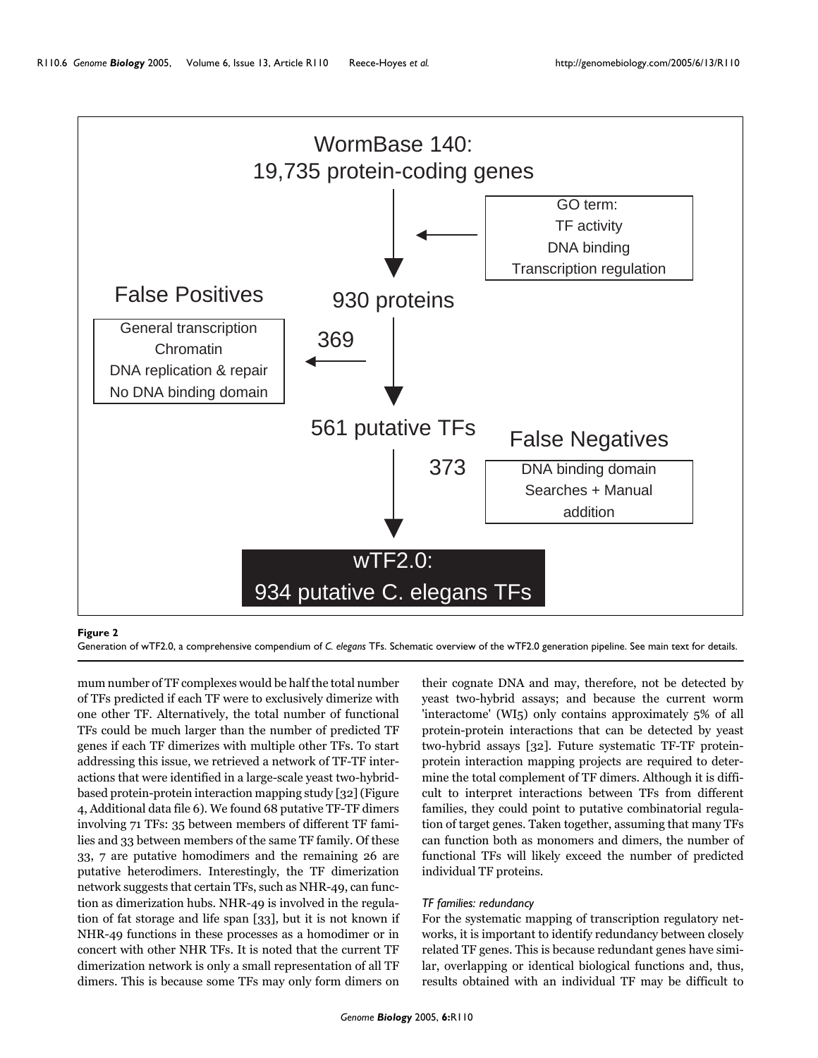WormBase 140:
19,735 protein-coding genes

GO term:
TF activity
DNA binding
Transcription regulation

930 proteins

False Positives

General transcription
Chromatin
DNA replication & repair
No DNA binding domain

369

561 putative TFs

False Negatives

373

DNA binding domain
Searches + Manual
addition

wTF2.0:
934 putative C. elegans TFs

**Figure 2**
Generation of wTF2.0, a comprehensive compendium of *C. elegans* TFs. Schematic overview of the wTF2.0 generation pipeline. See main text for details.

mum number of TF complexes would be half the total number of TFs predicted if each TF were to exclusively dimerize with one other TF. Alternatively, the total number of functional TFs could be much larger than the number of predicted TF genes if each TF dimerizes with multiple other TFs. To start addressing this issue, we retrieved a network of TF-TF interactions that were identified in a large-scale yeast two-hybrid-based protein-protein interaction mapping study [32] (Figure 4, Additional data file 6). We found 68 putative TF-TF dimers involving 71 TFs: 35 between members of different TF families and 33 between members of the same TF family. Of these 33, 7 are putative homodimers and the remaining 26 are putative heterodimers. Interestingly, the TF dimerization network suggests that certain TFs, such as NHR-49, can function as dimerization hubs. NHR-49 is involved in the regulation of fat storage and life span [33], but it is not known if NHR-49 functions in these processes as a homodimer or in concert with other NHR TFs. It is noted that the current TF dimerization network is only a small representation of all TF dimers. This is because some TFs may only form dimers on their cognate DNA and may, therefore, not be detected by yeast two-hybrid assays; and because the current worm 'interactome' (WI5) only contains approximately 5% of all protein-protein interactions that can be detected by yeast two-hybrid assays [32]. Future systematic TF-TF protein-protein interaction mapping projects are required to determine the total complement of TF dimers. Although it is difficult to interpret interactions between TFs from different families, they could point to putative combinatorial regulation of target genes. Taken together, assuming that many TFs can function both as monomers and dimers, the number of functional TFs will likely exceed the number of predicted individual TF proteins.

#### *TF families: redundancy*

For the systematic mapping of transcription regulatory networks, it is important to identify redundancy between closely related TF genes. This is because redundant genes have similar, overlapping or identical biological functions and, thus, results obtained with an individual TF may be difficult to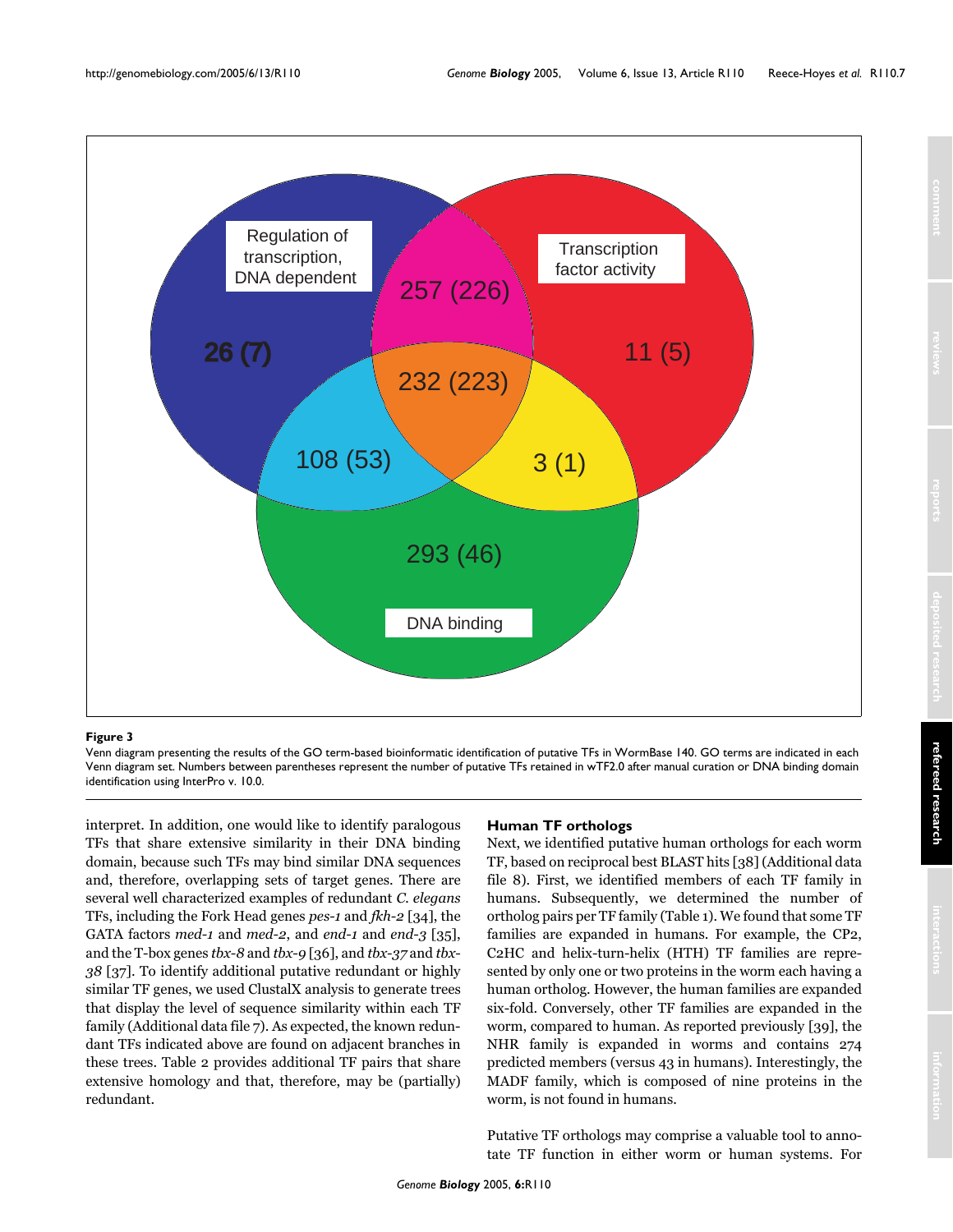**Figure 3**

Venn diagram presenting the results of the GO term-based bioinformatic identification of putative TFs in WormBase 140. GO terms are indicated in each Venn diagram set. Numbers between parentheses represent the number of putative TFs retained in wTF2.0 after manual curation or DNA binding domain identification using InterPro v. 10.0.

interpret. In addition, one would like to identify paralogous TFs that share extensive similarity in their DNA binding domain, because such TFs may bind similar DNA sequences and, therefore, overlapping sets of target genes. There are several well characterized examples of redundant *C. elegans* TFs, including the Fork Head genes *pes-1* and *fkh-2* [34], the GATA factors *med-1* and *med-2*, and *end-1* and *end-3* [35], and the T-box genes *tbx-8* and *tbx-9* [36], and *tbx-37* and *tbx-38* [37]. To identify additional putative redundant or highly similar TF genes, we used ClustalX analysis to generate trees that display the level of sequence similarity within each TF family (Additional data file 7). As expected, the known redundant TFs indicated above are found on adjacent branches in these trees. Table 2 provides additional TF pairs that share extensive homology and that, therefore, may be (partially) redundant.

### Human TF orthologs

Next, we identified putative human orthologs for each worm TF, based on reciprocal best BLAST hits [38] (Additional data file 8). First, we identified members of each TF family in humans. Subsequently, we determined the number of ortholog pairs per TF family (Table 1). We found that some TF families are expanded in humans. For example, the CP2, C2HC and helix-turn-helix (HTH) TF families are represented by only one or two proteins in the worm each having a human ortholog. However, the human families are expanded six-fold. Conversely, other TF families are expanded in the worm, compared to human. As reported previously [39], the NHR family is expanded in worms and contains 274 predicted members (versus 43 in humans). Interestingly, the MADF family, which is composed of nine proteins in the worm, is not found in humans.

Putative TF orthologs may comprise a valuable tool to annotate TF function in either worm or human systems. For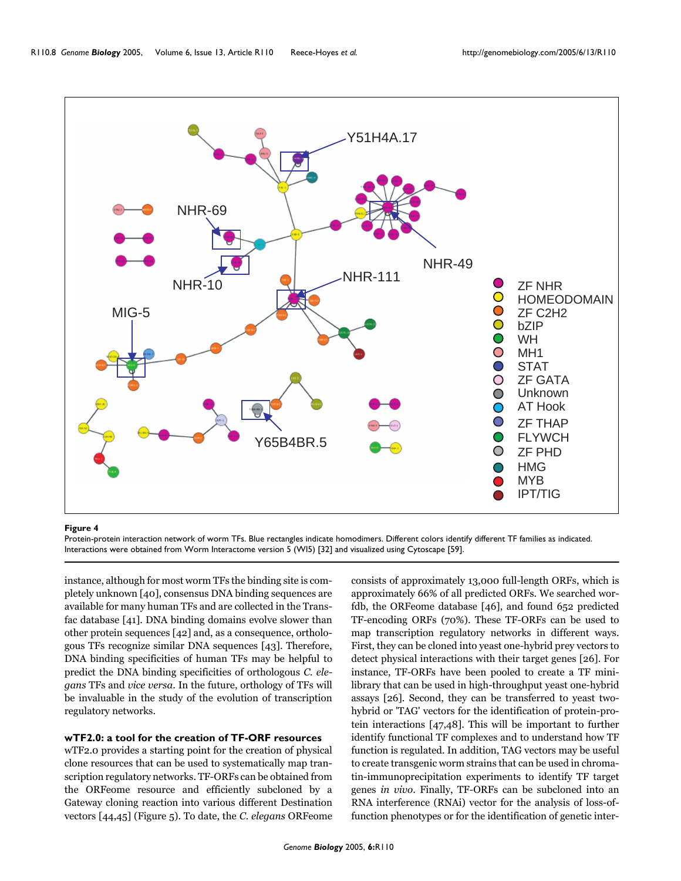**Figure 4**

Protein-protein interaction network of worm TFs. Blue rectangles indicate homodimers. Different colors identify different TF families as indicated. Interactions were obtained from Worm Interactome version 5 (WI5) [32] and visualized using Cytoscape [59].

instance, although for most worm TFs the binding site is completely unknown [40], consensus DNA binding sequences are available for many human TFs and are collected in the Transfac database [41]. DNA binding domains evolve slower than other protein sequences [42] and, as a consequence, orthologous TFs recognize similar DNA sequences [43]. Therefore, DNA binding specificities of human TFs may be helpful to predict the DNA binding specificities of orthologous *C. elegans* TFs and *vice versa*. In the future, orthology of TFs will be invaluable in the study of the evolution of transcription regulatory networks.

### wTF2.0: a tool for the creation of TF-ORF resources

wTF2.0 provides a starting point for the creation of physical clone resources that can be used to systematically map transcription regulatory networks. TF-ORFs can be obtained from the ORFeome resource and efficiently subcloned by a Gateway cloning reaction into various different Destination vectors [44,45] (Figure 5). To date, the *C. elegans* ORFeome consists of approximately 13,000 full-length ORFs, which is approximately 66% of all predicted ORFs. We searched wormfdb, the ORFeome database [46], and found 652 predicted TF-encoding ORFs (70%). These TF-ORFs can be used to map transcription regulatory networks in different ways. First, they can be cloned into yeast one-hybrid prey vectors to detect physical interactions with their target genes [26]. For instance, TF-ORFs have been pooled to create a TF mini-library that can be used in high-throughput yeast one-hybrid assays [26]. Second, they can be transferred to yeast two-hybrid or 'TAG' vectors for the identification of protein-protein interactions [47,48]. This will be important to further identify functional TF complexes and to understand how TF function is regulated. In addition, TAG vectors may be useful to create transgenic worm strains that can be used in chromatin-immunoprecipitation experiments to identify TF target genes *in vivo*. Finally, TF-ORFs can be subcloned into an RNA interference (RNAi) vector for the analysis of loss-of-function phenotypes or for the identification of genetic inter-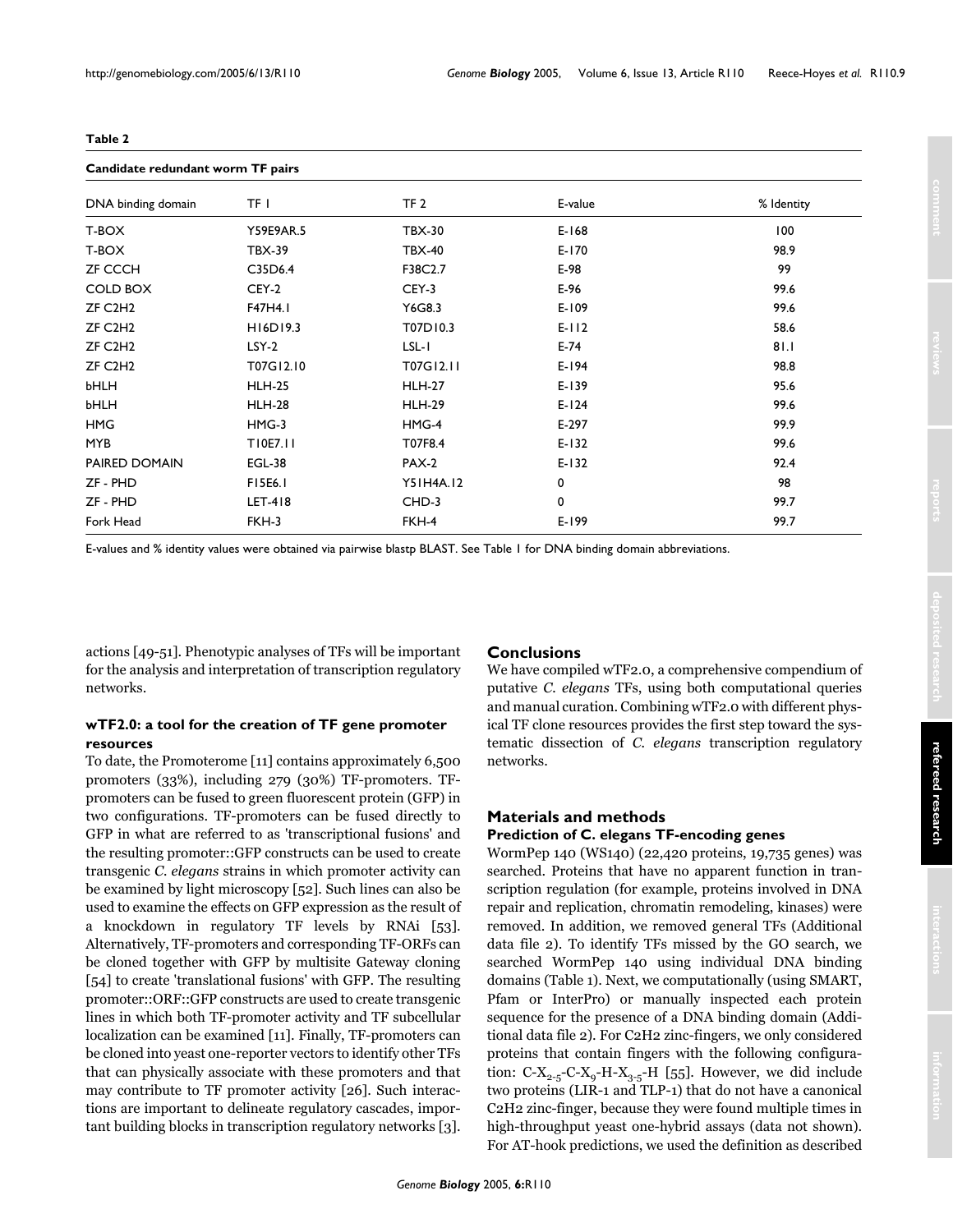**Table 2**

**Candidate redundant worm TF pairs**

| DNA binding domain | TF 1 | TF 2 | E-value | % Identity |
| --- | --- | --- | --- | --- |
| T-BOX | Y59E9AR.5 | TBX-30 | E-168 | 100 |
| T-BOX | TBX-39 | TBX-40 | E-170 | 98.9 |
| ZF CCCH | C35D6.4 | F38C2.7 | E-98 | 99 |
| COLD BOX | CEY-2 | CEY-3 | E-96 | 99.6 |
| ZF C2H2 | F47H4.1 | Y6G8.3 | E-109 | 99.6 |
| ZF C2H2 | H16D19.3 | T07D10.3 | E-112 | 58.6 |
| ZF C2H2 | LSY-2 | LSL-1 | E-74 | 81.1 |
| ZF C2H2 | T07G12.10 | T07G12.11 | E-194 | 98.8 |
| bHLH | HLH-25 | HLH-27 | E-139 | 95.6 |
| bHLH | HLH-28 | HLH-29 | E-124 | 99.6 |
| HMG | HMG-3 | HMG-4 | E-297 | 99.9 |
| MYB | T10E7.11 | T07F8.4 | E-132 | 99.6 |
| PAIRED DOMAIN | EGL-38 | PAX-2 | E-132 | 92.4 |
| ZF - PHD | F15E6.1 | Y51H4A.12 | 0 | 98 |
| ZF - PHD | LET-418 | CHD-3 | 0 | 99.7 |
| Fork Head | FKH-3 | FKH-4 | E-199 | 99.7 |

E-values and % identity values were obtained via pairwise blastp BLAST. See Table 1 for DNA binding domain abbreviations.

actions [49-51]. Phenotypic analyses of TFs will be important for the analysis and interpretation of transcription regulatory networks.

### wTF2.0: a tool for the creation of TF gene promoter resources

To date, the Promoterome [11] contains approximately 6,500 promoters (33%), including 279 (30%) TF-promoters. TF-promoters can be fused to green fluorescent protein (GFP) in two configurations. TF-promoters can be fused directly to GFP in what are referred to as 'transcriptional fusions' and the resulting promoter::GFP constructs can be used to create transgenic *C. elegans* strains in which promoter activity can be examined by light microscopy [52]. Such lines can also be used to examine the effects on GFP expression as the result of a knockdown in regulatory TF levels by RNAi [53]. Alternatively, TF-promoters and corresponding TF-ORFs can be cloned together with GFP by multisite Gateway cloning [54] to create 'translational fusions' with GFP. The resulting promoter::ORF::GFP constructs are used to create transgenic lines in which both TF-promoter activity and TF subcellular localization can be examined [11]. Finally, TF-promoters can be cloned into yeast one-reporter vectors to identify other TFs that can physically associate with these promoters and that may contribute to TF promoter activity [26]. Such interactions are important to delineate regulatory cascades, important building blocks in transcription regulatory networks [3].

## Conclusions

We have compiled wTF2.0, a comprehensive compendium of putative *C. elegans* TFs, using both computational queries and manual curation. Combining wTF2.0 with different physical TF clone resources provides the first step toward the systematic dissection of *C. elegans* transcription regulatory networks.

## Materials and methods

### Prediction of C. elegans TF-encoding genes

WormPep 140 (WS140) (22,420 proteins, 19,735 genes) was searched. Proteins that have no apparent function in transcription regulation (for example, proteins involved in DNA repair and replication, chromatin remodeling, kinases) were removed. In addition, we removed general TFs (Additional data file 2). To identify TFs missed by the GO search, we searched WormPep 140 using individual DNA binding domains (Table 1). Next, we computationally (using SMART, Pfam or InterPro) or manually inspected each protein sequence for the presence of a DNA binding domain (Additional data file 2). For C2H2 zinc-fingers, we only considered proteins that contain fingers with the following configuration: C-$X_{2-5}$-C-$X_9$-H-$X_{3-5}$-H [55]. However, we did include two proteins (LIR-1 and TLP-1) that do not have a canonical C2H2 zinc-finger, because they were found multiple times in high-throughput yeast one-hybrid assays (data not shown). For AT-hook predictions, we used the definition as described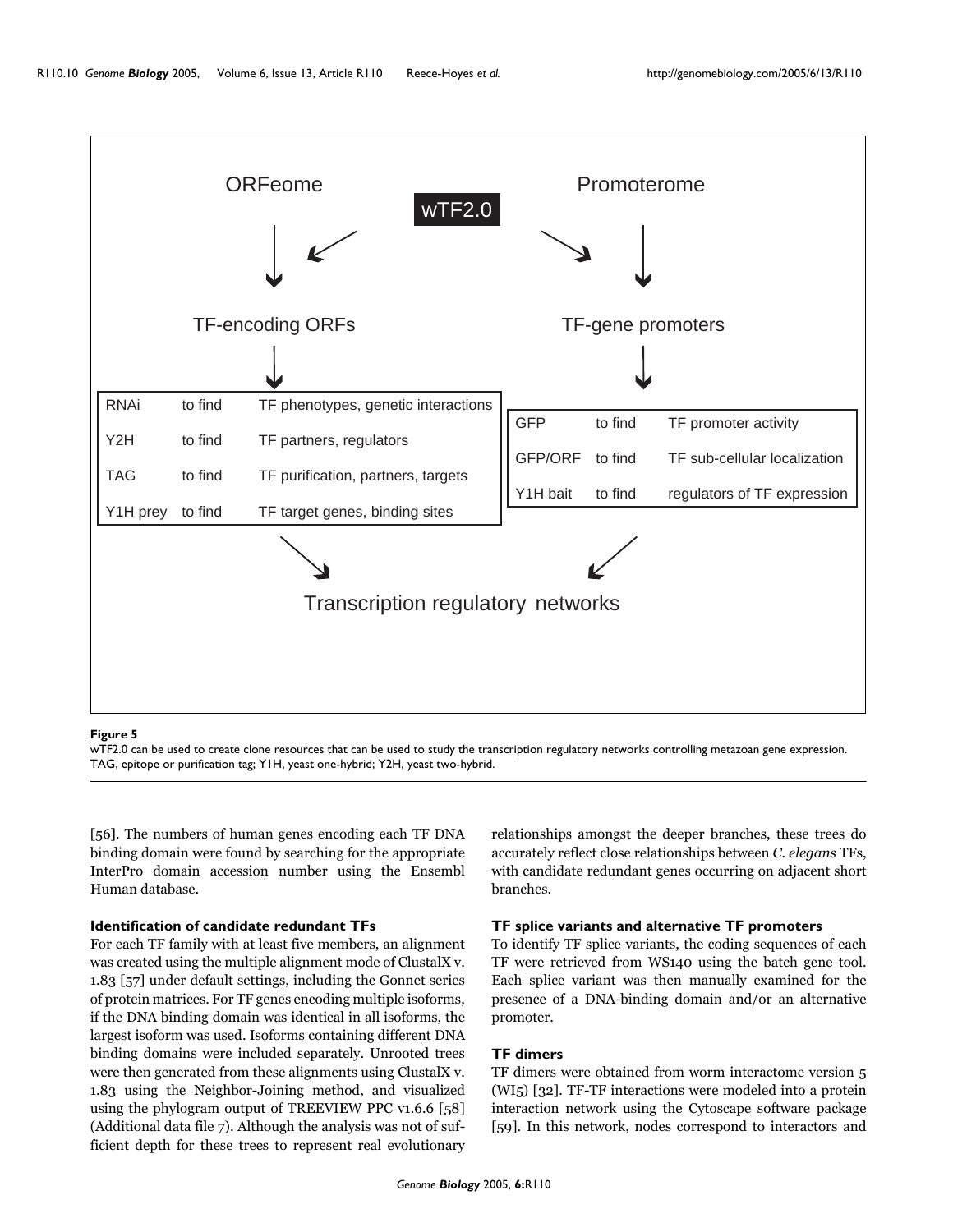**Figure 5**

wTF2.0 can be used to create clone resources that can be used to study the transcription regulatory networks controlling metazoan gene expression. TAG, epitope or purification tag; Y1H, yeast one-hybrid; Y2H, yeast two-hybrid.

[56]. The numbers of human genes encoding each TF DNA binding domain were found by searching for the appropriate InterPro domain accession number using the Ensembl Human database.

### Identification of candidate redundant TFs

For each TF family with at least five members, an alignment was created using the multiple alignment mode of ClustalX v. 1.83 [57] under default settings, including the Gonnet series of protein matrices. For TF genes encoding multiple isoforms, if the DNA binding domain was identical in all isoforms, the largest isoform was used. Isoforms containing different DNA binding domains were included separately. Unrooted trees were then generated from these alignments using ClustalX v. 1.83 using the Neighbor-Joining method, and visualized using the phylogram output of TREEVIEW PPC v1.6.6 [58] (Additional data file 7). Although the analysis was not of sufficient depth for these trees to represent real evolutionary relationships amongst the deeper branches, these trees do accurately reflect close relationships between *C. elegans* TFs, with candidate redundant genes occurring on adjacent short branches.

### TF splice variants and alternative TF promoters

To identify TF splice variants, the coding sequences of each TF were retrieved from WS140 using the batch gene tool. Each splice variant was then manually examined for the presence of a DNA-binding domain and/or an alternative promoter.

### TF dimers

TF dimers were obtained from worm interactome version 5 (WI5) [32]. TF-TF interactions were modeled into a protein interaction network using the Cytoscape software package [59]. In this network, nodes correspond to interactors and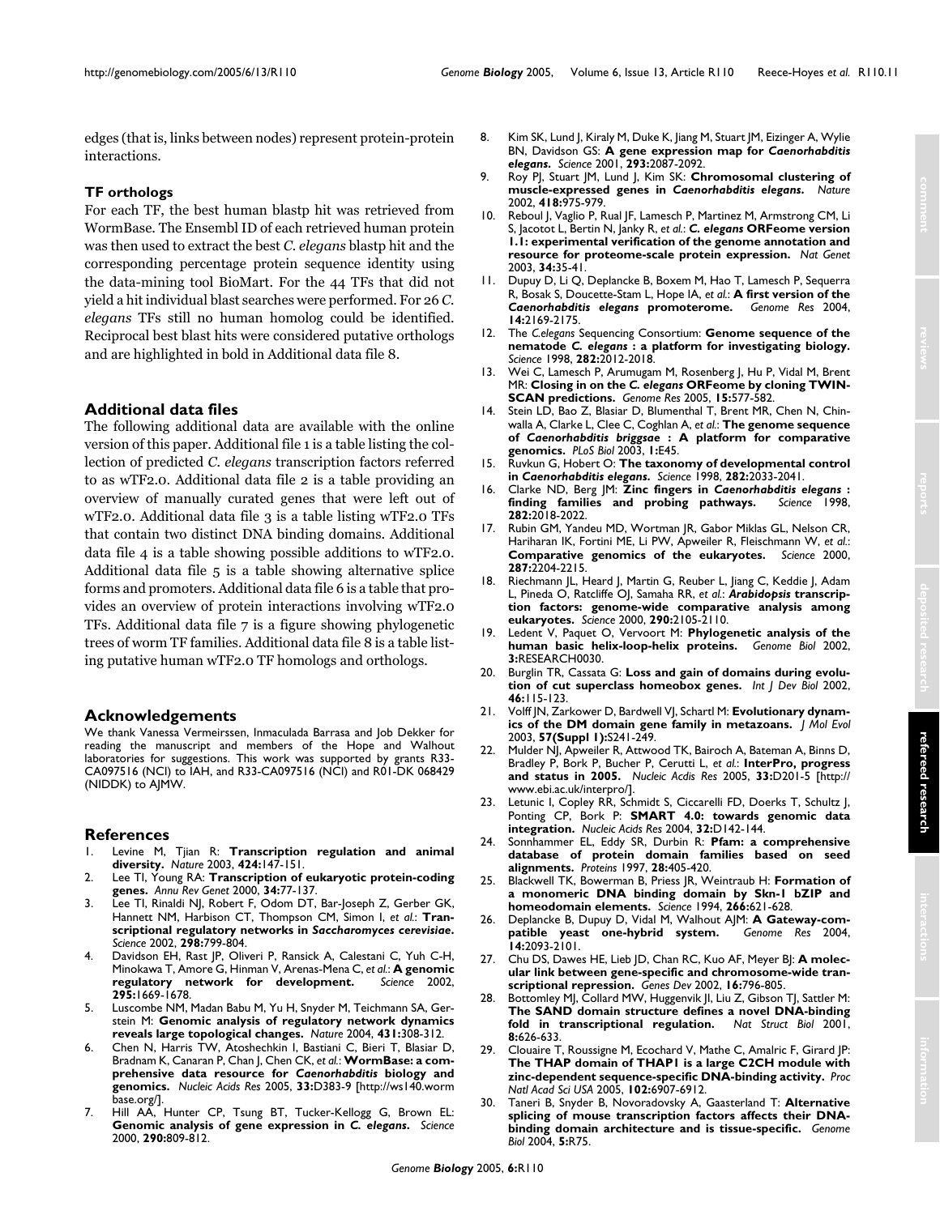edges (that is, links between nodes) represent protein-protein interactions.

### TF orthologs

For each TF, the best human blastp hit was retrieved from WormBase. The Ensembl ID of each retrieved human protein was then used to extract the best *C. elegans* blastp hit and the corresponding percentage protein sequence identity using the data-mining tool BioMart. For the 44 TFs that did not yield a hit individual blast searches were performed. For 26 *C. elegans* TFs still no human homolog could be identified. Reciprocal best blast hits were considered putative orthologs and are highlighted in bold in Additional data file 8.

## Additional data files

The following additional data are available with the online version of this paper. Additional file 1 is a table listing the collection of predicted *C. elegans* transcription factors referred to as wTF2.0. Additional data file 2 is a table providing an overview of manually curated genes that were left out of wTF2.0. Additional data file 3 is a table listing wTF2.0 TFs that contain two distinct DNA binding domains. Additional data file 4 is a table showing possible additions to wTF2.0. Additional data file 5 is a table showing alternative splice forms and promoters. Additional data file 6 is a table that provides an overview of protein interactions involving wTF2.0 TFs. Additional data file 7 is a figure showing phylogenetic trees of worm TF families. Additional data file 8 is a table listing putative human wTF2.0 TF homologs and orthologs.

## Acknowledgements

We thank Vanessa Vermeirssen, Inmaculada Barrasa and Job Dekker for reading the manuscript and members of the Hope and Walhout laboratories for suggestions. This work was supported by grants R33-CA097516 (NCI) to IAH, and R33-CA097516 (NCI) and R01-DK 068429 (NIDDK) to AJMW.

## References

1. Levine M, Tjian R: **Transcription regulation and animal diversity.** *Nature* 2003, **424:**147-151.
2. Lee TI, Young RA: **Transcription of eukaryotic protein-coding genes.** *Annu Rev Genet* 2000, **34:**77-137.
3. Lee TI, Rinaldi NJ, Robert F, Odom DT, Bar-Joseph Z, Gerber GK, Hannett NM, Harbison CT, Thompson CM, Simon I, *et al.*: **Transcriptional regulatory networks in *Saccharomyces cerevisiae*.** *Science* 2002, **298:**799-804.
4. Davidson EH, Rast JP, Oliveri P, Ransick A, Calestani C, Yuh C-H, Minokawa T, Amore G, Hinman V, Arenas-Mena C, *et al.*: **A genomic regulatory network for development.** *Science* 2002, **295:**1669-1678.
5. Luscombe NM, Madan Babu M, Yu H, Snyder M, Teichmann SA, Gerstein M: **Genomic analysis of regulatory network dynamics reveals large topological changes.** *Nature* 2004, **431:**308-312.
6. Chen N, Harris TW, Atoshechkin I, Bastiani C, Bieri T, Blasiar D, Bradnam K, Canaran P, Chan J, Chen CK, *et al.*: **WormBase: a comprehensive data resource for *Caenorhabditis* biology and genomics.** *Nucleic Acids Res* 2005, **33:**D383-9 [http://ws140.wormbase.org/].
7. Hill AA, Hunter CP, Tsung BT, Tucker-Kellogg G, Brown EL: **Genomic analysis of gene expression in *C. elegans*.** *Science* 2000, **290:**809-812.
8. Kim SK, Lund J, Kiraly M, Duke K, Jiang M, Stuart JM, Eizinger A, Wylie BN, Davidson GS: **A gene expression map for *Caenorhabditis elegans*.** *Science* 2001, **293:**2087-2092.
9. Roy PJ, Stuart JM, Lund J, Kim SK: **Chromosomal clustering of muscle-expressed genes in *Caenorhabditis elegans*.** *Nature* 2002, **418:**975-979.
10. Reboul J, Vaglio P, Rual JF, Lamesch P, Martinez M, Armstrong CM, Li S, Jacotot L, Bertin N, Janky R, *et al.*: ***C. elegans* ORFeome version 1.1: experimental verification of the genome annotation and resource for proteome-scale protein expression.** *Nat Genet* 2003, **34:**35-41.
11. Dupuy D, Li Q, Deplancke B, Boxem M, Hao T, Lamesch P, Sequerra R, Bosak S, Doucette-Stam L, Hope IA, *et al.*: **A first version of the *Caenorhabditis elegans* promoterome.** *Genome Res* 2004, **14:**2169-2175.
12. The *C.elegans* Sequencing Consortium: **Genome sequence of the nematode *C. elegans* : a platform for investigating biology.** *Science* 1998, **282:**2012-2018.
13. Wei C, Lamesch P, Arumugam M, Rosenberg J, Hu P, Vidal M, Brent MR: **Closing in on the *C. elegans* ORFeome by cloning TWINSCAN predictions.** *Genome Res* 2005, **15:**577-582.
14. Stein LD, Bao Z, Blasiar D, Blumenthal T, Brent MR, Chen N, Chinwalla A, Clarke L, Clee C, Coghlan A, *et al.*: **The genome sequence of *Caenorhabditis briggsae* : A platform for comparative genomics.** *PLoS Biol* 2003, **1:**E45.
15. Ruvkun G, Hobert O: **The taxonomy of developmental control in *Caenorhabditis elegans*.** *Science* 1998, **282:**2033-2041.
16. Clarke ND, Berg JM: **Zinc fingers in *Caenorhabditis elegans* : finding families and probing pathways.** *Science* 1998, **282:**2018-2022.
17. Rubin GM, Yandeu MD, Wortman JR, Gabor Miklas GL, Nelson CR, Hariharan IK, Fortini ME, Li PW, Apweiler R, Fleischmann W, *et al.*: **Comparative genomics of the eukaryotes.** *Science* 2000, **287:**2204-2215.
18. Riechmann JL, Heard J, Martin G, Reuber L, Jiang C, Keddie J, Adam L, Pineda O, Ratcliffe OJ, Samaha RR, *et al.*: ***Arabidopsis* transcription factors: genome-wide comparative analysis among eukaryotes.** *Science* 2000, **290:**2105-2110.
19. Ledent V, Paquet O, Vervoort M: **Phylogenetic analysis of the human basic helix-loop-helix proteins.** *Genome Biol* 2002, **3:**RESEARCH0030.
20. Burglin TR, Cassata G: **Loss and gain of domains during evolution of cut superclass homeobox genes.** *Int J Dev Biol* 2002, **46:**115-123.
21. Volff JN, Zarkower D, Bardwell VJ, Schartl M: **Evolutionary dynamics of the DM domain gene family in metazoans.** *J Mol Evol* 2003, **57(Suppl 1):**S241-249.
22. Mulder NJ, Apweiler R, Attwood TK, Bairoch A, Bateman A, Binns D, Bradley P, Bork P, Bucher P, Cerutti L, *et al.*: **InterPro, progress and status in 2005.** *Nucleic Acdis Res* 2005, **33:**D201-5 [http://www.ebi.ac.uk/interpro/].
23. Letunic I, Copley RR, Schmidt S, Ciccarelli FD, Doerks T, Schultz J, Ponting CP, Bork P: **SMART 4.0: towards genomic data integration.** *Nucleic Acids Res* 2004, **32:**D142-144.
24. Sonnhammer EL, Eddy SR, Durbin R: **Pfam: a comprehensive database of protein domain families based on seed alignments.** *Proteins* 1997, **28:**405-420.
25. Blackwell TK, Bowerman B, Priess JR, Weintraub H: **Formation of a monomeric DNA binding domain by Skn-1 bZIP and homeodomain elements.** *Science* 1994, **266:**621-628.
26. Deplancke B, Dupuy D, Vidal M, Walhout AJM: **A Gateway-compatible yeast one-hybrid system.** *Genome Res* 2004, **14:**2093-2101.
27. Chu DS, Dawes HE, Lieb JD, Chan RC, Kuo AF, Meyer BJ: **A molecular link between gene-specific and chromosome-wide transcriptional repression.** *Genes Dev* 2002, **16:**796-805.
28. Bottomley MJ, Collard MW, Huggenvik JI, Liu Z, Gibson TJ, Sattler M: **The SAND domain structure defines a novel DNA-binding fold in transcriptional regulation.** *Nat Struct Biol* 2001, **8:**626-633.
29. Clouaire T, Roussigne M, Ecochard V, Mathe C, Amalric F, Girard JP: **The THAP domain of THAP1 is a large C2CH module with zinc-dependent sequence-specific DNA-binding activity.** *Proc Natl Acad Sci USA* 2005, **102:**6907-6912.
30. Taneri B, Snyder B, Novoradovsky A, Gaasterland T: **Alternative splicing of mouse transcription factors affects their DNA-binding domain architecture and is tissue-specific.** *Genome Biol* 2004, **5:**R75.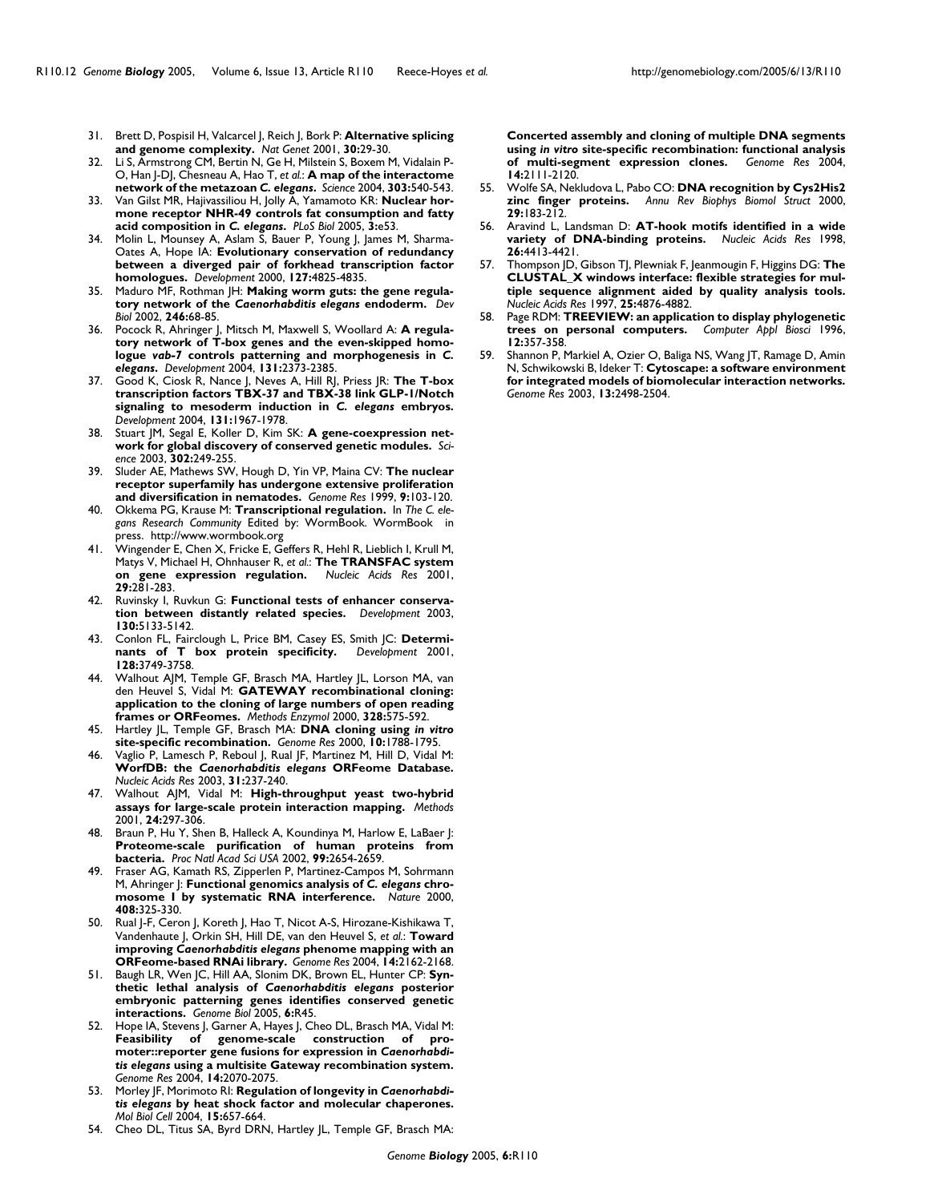31. Brett D, Pospisil H, Valcarcel J, Reich J, Bork P: **Alternative splicing and genome complexity.** *Nat Genet* 2001, **30:**29-30.
32. Li S, Armstrong CM, Bertin N, Ge H, Milstein S, Boxem M, Vidalain P-O, Han J-DJ, Chesneau A, Hao T, *et al.*: **A map of the interactome network of the metazoan *C. elegans*.** *Science* 2004, **303:**540-543.
33. Van Gilst MR, Hajivassiliou H, Jolly A, Yamamoto KR: **Nuclear hormone receptor NHR-49 controls fat consumption and fatty acid composition in *C. elegans*.** *PLoS Biol* 2005, **3:**e53.
34. Molin L, Mounsey A, Aslam S, Bauer P, Young J, James M, Sharma-Oates A, Hope IA: **Evolutionary conservation of redundancy between a diverged pair of forkhead transcription factor homologues.** *Development* 2000, **127:**4825-4835.
35. Maduro MF, Rothman JH: **Making worm guts: the gene regulatory network of the *Caenorhabditis elegans* endoderm.** *Dev Biol* 2002, **246:**68-85.
36. Pocock R, Ahringer J, Mitsch M, Maxwell S, Woollard A: **A regulatory network of T-box genes and the even-skipped homologue *vab-7* controls patterning and morphogenesis in *C. elegans*.** *Development* 2004, **131:**2373-2385.
37. Good K, Ciosk R, Nance J, Neves A, Hill RJ, Priess JR: **The T-box transcription factors TBX-37 and TBX-38 link GLP-1/Notch signaling to mesoderm induction in *C. elegans* embryos.** *Development* 2004, **131:**1967-1978.
38. Stuart JM, Segal E, Koller D, Kim SK: **A gene-coexpression network for global discovery of conserved genetic modules.** *Science* 2003, **302:**249-255.
39. Sluder AE, Mathews SW, Hough D, Yin VP, Maina CV: **The nuclear receptor superfamily has undergone extensive proliferation and diversification in nematodes.** *Genome Res* 1999, **9:**103-120.
40. Okkema PG, Krause M: **Transcriptional regulation.** In *The C. elegans Research Community* Edited by: WormBook. WormBook in press. http://www.wormbook.org
41. Wingender E, Chen X, Fricke E, Geffers R, Hehl R, Liebich I, Krull M, Matys V, Michael H, Ohnhauser R, *et al.*: **The TRANSFAC system on gene expression regulation.** *Nucleic Acids Res* 2001, **29:**281-283.
42. Ruvinsky I, Ruvkun G: **Functional tests of enhancer conservation between distantly related species.** *Development* 2003, **130:**5133-5142.
43. Conlon FL, Fairclough L, Price BM, Casey ES, Smith JC: **Determinants of T box protein specificity.** *Development* 2001, **128:**3749-3758.
44. Walhout AJM, Temple GF, Brasch MA, Hartley JL, Lorson MA, van den Heuvel S, Vidal M: **GATEWAY recombinational cloning: application to the cloning of large numbers of open reading frames or ORFeomes.** *Methods Enzymol* 2000, **328:**575-592.
45. Hartley JL, Temple GF, Brasch MA: **DNA cloning using *in vitro* site-specific recombination.** *Genome Res* 2000, **10:**1788-1795.
46. Vaglio P, Lamesch P, Reboul J, Rual JF, Martinez M, Hill D, Vidal M: **WorfDB: the *Caenorhabditis elegans* ORFeome Database.** *Nucleic Acids Res* 2003, **31:**237-240.
47. Walhout AJM, Vidal M: **High-throughput yeast two-hybrid assays for large-scale protein interaction mapping.** *Methods* 2001, **24:**297-306.
48. Braun P, Hu Y, Shen B, Halleck A, Koundinya M, Harlow E, LaBaer J: **Proteome-scale purification of human proteins from bacteria.** *Proc Natl Acad Sci USA* 2002, **99:**2654-2659.
49. Fraser AG, Kamath RS, Zipperlen P, Martinez-Campos M, Sohrmann M, Ahringer J: **Functional genomics analysis of *C. elegans* chromosome I by systematic RNA interference.** *Nature* 2000, **408:**325-330.
50. Rual J-F, Ceron J, Koreth J, Hao T, Nicot A-S, Hirozane-Kishikawa T, Vandenhaute J, Orkin SH, Hill DE, van den Heuvel S, *et al.*: **Toward improving *Caenorhabditis elegans* phenome mapping with an ORFeome-based RNAi library.** *Genome Res* 2004, **14:**2162-2168.
51. Baugh LR, Wen JC, Hill AA, Slonim DK, Brown EL, Hunter CP: **Synthetic lethal analysis of *Caenorhabditis elegans* posterior embryonic patterning genes identifies conserved genetic interactions.** *Genome Biol* 2005, **6:**R45.
52. Hope IA, Stevens J, Garner A, Hayes J, Cheo DL, Brasch MA, Vidal M: **Feasibility of genome-scale construction of promoter::reporter gene fusions for expression in *Caenorhabditis elegans* using a multisite Gateway recombination system.** *Genome Res* 2004, **14:**2070-2075.
53. Morley JF, Morimoto RI: **Regulation of longevity in *Caenorhabditis elegans* by heat shock factor and molecular chaperones.** *Mol Biol Cell* 2004, **15:**657-664.
54. Cheo DL, Titus SA, Byrd DRN, Hartley JL, Temple GF, Brasch MA: **Concerted assembly and cloning of multiple DNA segments using *in vitro* site-specific recombination: functional analysis of multi-segment expression clones.** *Genome Res* 2004, **14:**2111-2120.
55. Wolfe SA, Nekludova L, Pabo CO: **DNA recognition by Cys2His2 zinc finger proteins.** *Annu Rev Biophys Biomol Struct* 2000, **29:**183-212.
56. Aravind L, Landsman D: **AT-hook motifs identified in a wide variety of DNA-binding proteins.** *Nucleic Acids Res* 1998, **26:**4413-4421.
57. Thompson JD, Gibson TJ, Plewniak F, Jeanmougin F, Higgins DG: **The CLUSTAL_X windows interface: flexible strategies for multiple sequence alignment aided by quality analysis tools.** *Nucleic Acids Res* 1997, **25:**4876-4882.
58. Page RDM: **TREEVIEW: an application to display phylogenetic trees on personal computers.** *Computer Appl Biosci* 1996, **12:**357-358.
59. Shannon P, Markiel A, Ozier O, Baliga NS, Wang JT, Ramage D, Amin N, Schwikowski B, Ideker T: **Cytoscape: a software environment for integrated models of biomolecular interaction networks.** *Genome Res* 2003, **13:**2498-2504.